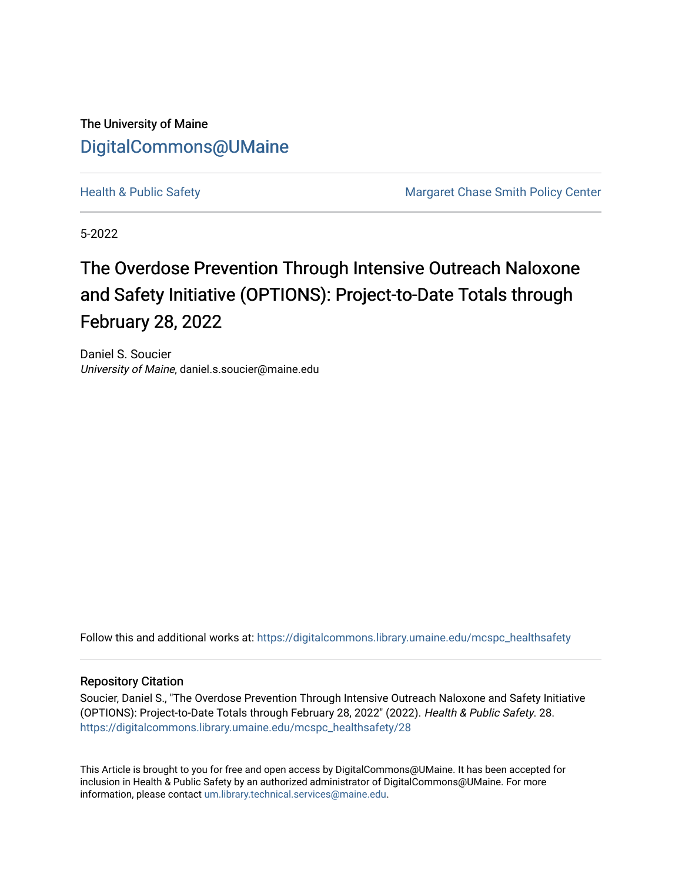The University of Maine

DigitalCommons@UMaine

Health & Public Safety | Margaret Chase Smith Policy Center

5-2022

# The Overdose Prevention Through Intensive Outreach Naloxone and Safety Initiative (OPTIONS): Project-to-Date Totals through February 28, 2022

Daniel S. Soucier
*University of Maine*, daniel.s.soucier@maine.edu

Follow this and additional works at: https://digitalcommons.library.umaine.edu/mcspc_healthsafety

### Repository Citation

Soucier, Daniel S., "The Overdose Prevention Through Intensive Outreach Naloxone and Safety Initiative (OPTIONS): Project-to-Date Totals through February 28, 2022" (2022). *Health & Public Safety*. 28.
https://digitalcommons.library.umaine.edu/mcspc_healthsafety/28

This Article is brought to you for free and open access by DigitalCommons@UMaine. It has been accepted for inclusion in Health & Public Safety by an authorized administrator of DigitalCommons@UMaine. For more information, please contact um.library.technical.services@maine.edu.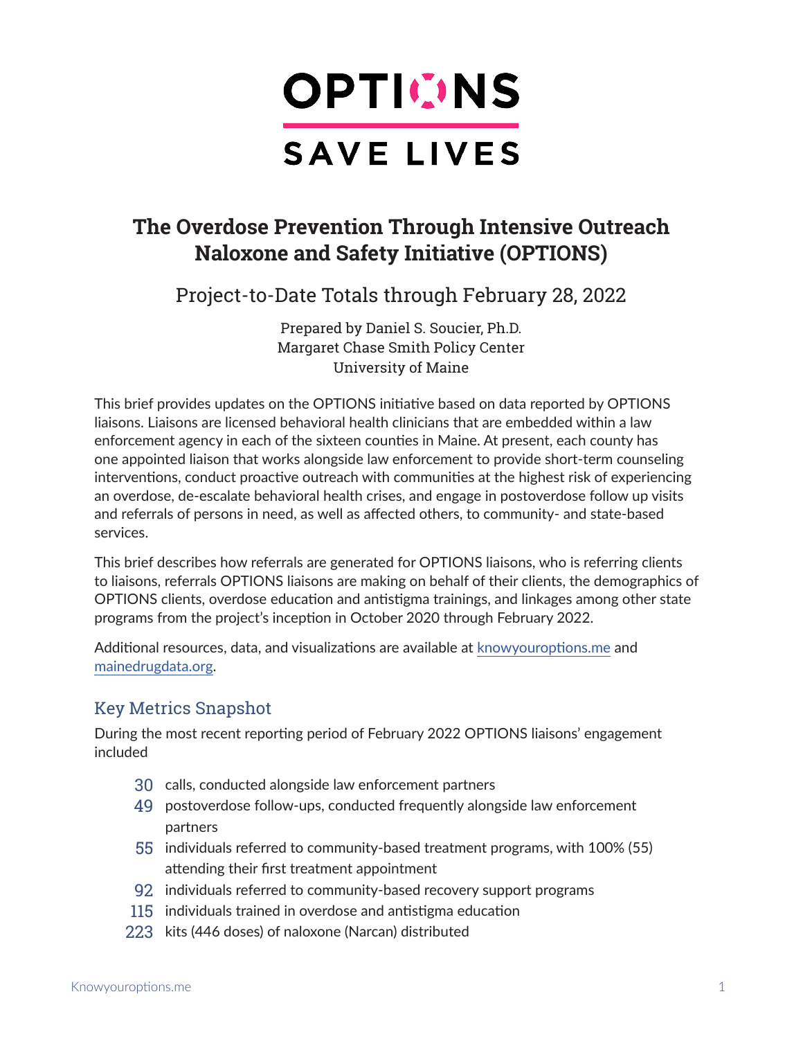# OPTIONS SAVE LIVES

## The Overdose Prevention Through Intensive Outreach Naloxone and Safety Initiative (OPTIONS)

Project-to-Date Totals through February 28, 2022

Prepared by Daniel S. Soucier, Ph.D.
Margaret Chase Smith Policy Center
University of Maine

This brief provides updates on the OPTIONS initiative based on data reported by OPTIONS liaisons. Liaisons are licensed behavioral health clinicians that are embedded within a law enforcement agency in each of the sixteen counties in Maine. At present, each county has one appointed liaison that works alongside law enforcement to provide short-term counseling interventions, conduct proactive outreach with communities at the highest risk of experiencing an overdose, de-escalate behavioral health crises, and engage in postoverdose follow up visits and referrals of persons in need, as well as affected others, to community- and state-based services.

This brief describes how referrals are generated for OPTIONS liaisons, who is referring clients to liaisons, referrals OPTIONS liaisons are making on behalf of their clients, the demographics of OPTIONS clients, overdose education and antistigma trainings, and linkages among other state programs from the project's inception in October 2020 through February 2022.

Additional resources, data, and visualizations are available at knowyouroptions.me and mainedrugdata.org.

### Key Metrics Snapshot

During the most recent reporting period of February 2022 OPTIONS liaisons' engagement included

- **30** calls, conducted alongside law enforcement partners
- **49** postoverdose follow-ups, conducted frequently alongside law enforcement partners
- **55** individuals referred to community-based treatment programs, with 100% (55) attending their first treatment appointment
- **92** individuals referred to community-based recovery support programs
- **115** individuals trained in overdose and antistigma education
- **223** kits (446 doses) of naloxone (Narcan) distributed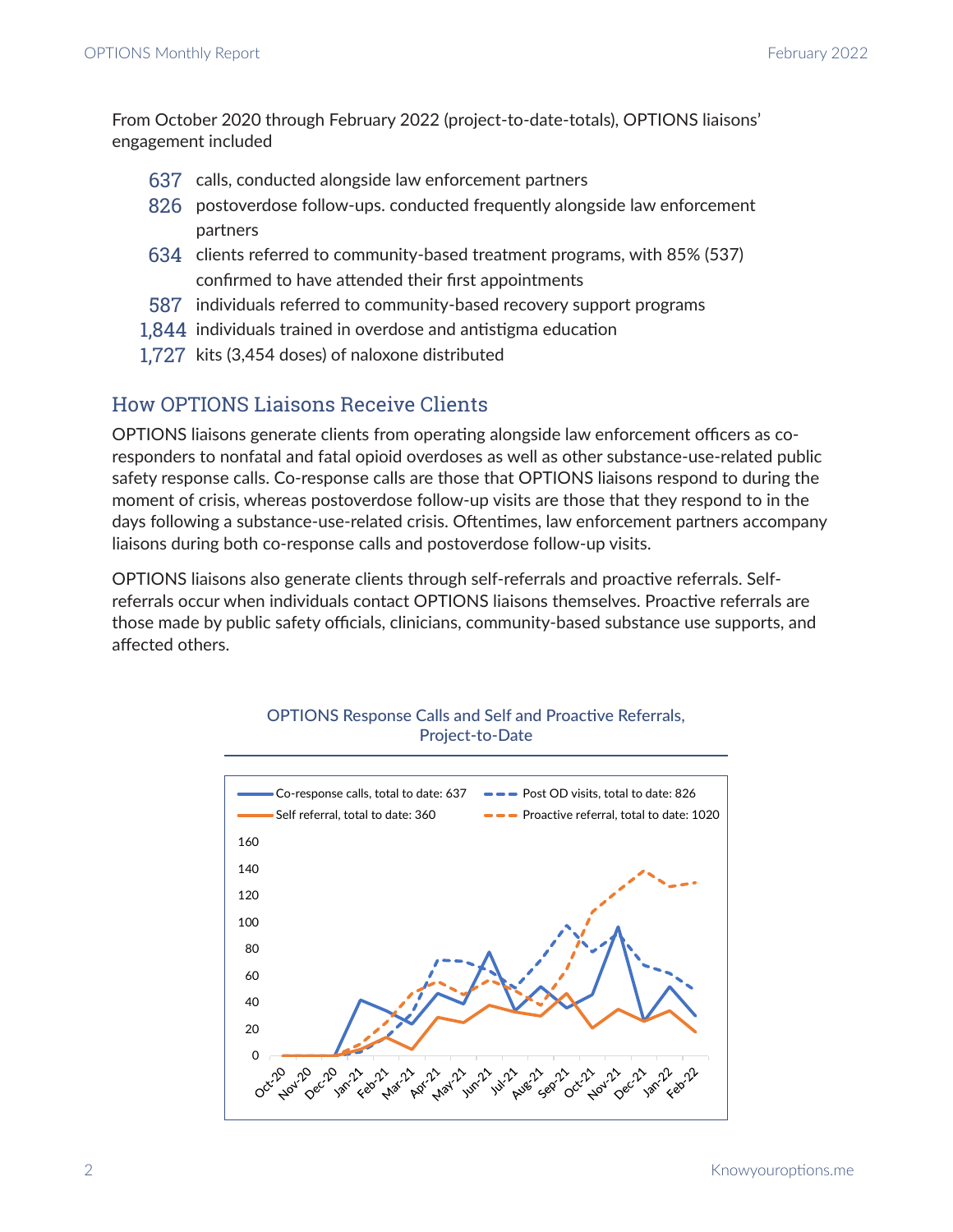From October 2020 through February 2022 (project-to-date-totals), OPTIONS liaisons' engagement included

- 637 calls, conducted alongside law enforcement partners
- 826 postoverdose follow-ups. conducted frequently alongside law enforcement partners
- 634 clients referred to community-based treatment programs, with 85% (537) confirmed to have attended their first appointments
- 587 individuals referred to community-based recovery support programs
- 1,844 individuals trained in overdose and antistigma education
- 1,727 kits (3,454 doses) of naloxone distributed

## How OPTIONS Liaisons Receive Clients

OPTIONS liaisons generate clients from operating alongside law enforcement officers as co-responders to nonfatal and fatal opioid overdoses as well as other substance-use-related public safety response calls. Co-response calls are those that OPTIONS liaisons respond to during the moment of crisis, whereas postoverdose follow-up visits are those that they respond to in the days following a substance-use-related crisis. Oftentimes, law enforcement partners accompany liaisons during both co-response calls and postoverdose follow-up visits.

OPTIONS liaisons also generate clients through self-referrals and proactive referrals. Self-referrals occur when individuals contact OPTIONS liaisons themselves. Proactive referrals are those made by public safety officials, clinicians, community-based substance use supports, and affected others.

OPTIONS Response Calls and Self and Proactive Referrals, Project-to-Date

Co-response calls, total to date: 637; Post OD visits, total to date: 826; Self referral, total to date: 360; Proactive referral, total to date: 1020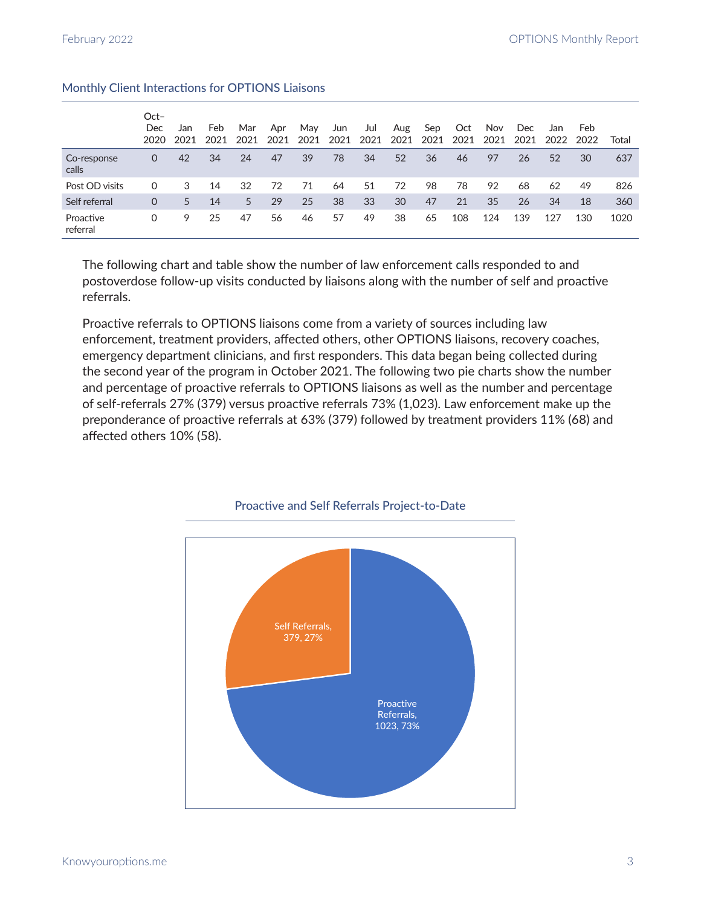### Monthly Client Interactions for OPTIONS Liaisons

| | Oct–Dec 2020 | Jan 2021 | Feb 2021 | Mar 2021 | Apr 2021 | May 2021 | Jun 2021 | Jul 2021 | Aug 2021 | Sep 2021 | Oct 2021 | Nov 2021 | Dec 2021 | Jan 2022 | Feb 2022 | Total |
|---|---|---|---|---|---|---|---|---|---|---|---|---|---|---|---|---|
| Co-response calls | 0 | 42 | 34 | 24 | 47 | 39 | 78 | 34 | 52 | 36 | 46 | 97 | 26 | 52 | 30 | 637 |
| Post OD visits | 0 | 3 | 14 | 32 | 72 | 71 | 64 | 51 | 72 | 98 | 78 | 92 | 68 | 62 | 49 | 826 |
| Self referral | 0 | 5 | 14 | 5 | 29 | 25 | 38 | 33 | 30 | 47 | 21 | 35 | 26 | 34 | 18 | 360 |
| Proactive referral | 0 | 9 | 25 | 47 | 56 | 46 | 57 | 49 | 38 | 65 | 108 | 124 | 139 | 127 | 130 | 1020 |

The following chart and table show the number of law enforcement calls responded to and postoverdose follow-up visits conducted by liaisons along with the number of self and proactive referrals.

Proactive referrals to OPTIONS liaisons come from a variety of sources including law enforcement, treatment providers, affected others, other OPTIONS liaisons, recovery coaches, emergency department clinicians, and first responders. This data began being collected during the second year of the program in October 2021. The following two pie charts show the number and percentage of proactive referrals to OPTIONS liaisons as well as the number and percentage of self-referrals 27% (379) versus proactive referrals 73% (1,023). Law enforcement make up the preponderance of proactive referrals at 63% (379) followed by treatment providers 11% (68) and affected others 10% (58).

### Proactive and Self Referrals Project-to-Date

| Referral Type | Number | Percent |
|---|---|---|
| Self Referrals | 379 | 27% |
| Proactive Referrals | 1023 | 73% |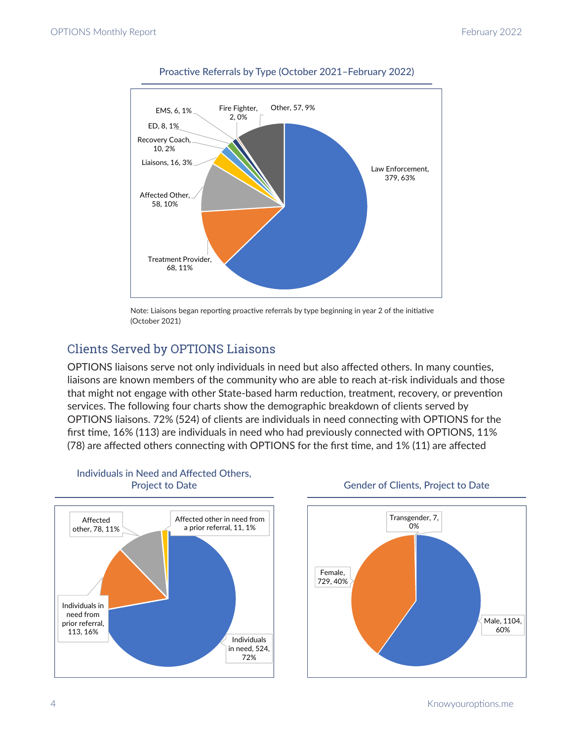Proactive Referrals by Type (October 2021–February 2022)

| Type | Count | Percent |
| --- | --- | --- |
| Law Enforcement | 379 | 63% |
| Treatment Provider | 68 | 11% |
| Affected Other | 58 | 10% |
| Liaisons | 16 | 3% |
| Recovery Coach | 10 | 2% |
| ED | 8 | 1% |
| EMS | 6 | 1% |
| Fire Fighter | 2 | 0% |
| Other | 57 | 9% |

Note: Liaisons began reporting proactive referrals by type beginning in year 2 of the initiative (October 2021)

## Clients Served by OPTIONS Liaisons

OPTIONS liaisons serve not only individuals in need but also affected others. In many counties, liaisons are known members of the community who are able to reach at-risk individuals and those that might not engage with other State-based harm reduction, treatment, recovery, or prevention services. The following four charts show the demographic breakdown of clients served by OPTIONS liaisons. 72% (524) of clients are individuals in need connecting with OPTIONS for the first time, 16% (113) are individuals in need who had previously connected with OPTIONS, 11% (78) are affected others connecting with OPTIONS for the first time, and 1% (11) are affected

Individuals in Need and Affected Others, Project to Date

| Category | Count | Percent |
| --- | --- | --- |
| Individuals in need | 524 | 72% |
| Individuals in need from prior referral | 113 | 16% |
| Affected other | 78 | 11% |
| Affected other in need from a prior referral | 11 | 1% |

Gender of Clients, Project to Date

| Gender | Count | Percent |
| --- | --- | --- |
| Male | 1104 | 60% |
| Female | 729 | 40% |
| Transgender | 7 | 0% |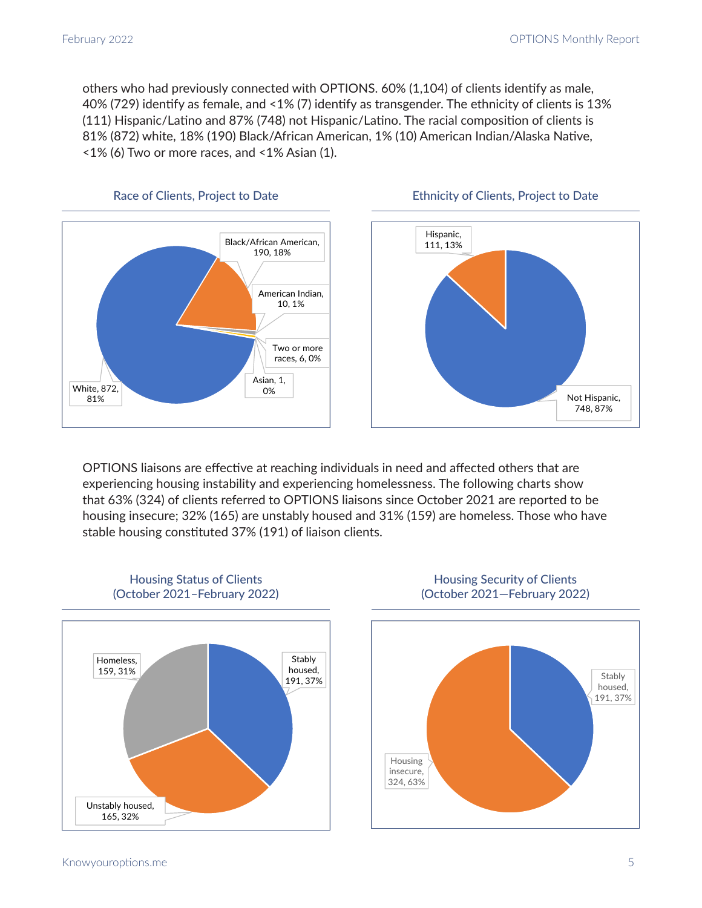others who had previously connected with OPTIONS. 60% (1,104) of clients identify as male, 40% (729) identify as female, and <1% (7) identify as transgender. The ethnicity of clients is 13% (111) Hispanic/Latino and 87% (748) not Hispanic/Latino. The racial composition of clients is 81% (872) white, 18% (190) Black/African American, 1% (10) American Indian/Alaska Native, <1% (6) Two or more races, and <1% Asian (1).

Race of Clients, Project to Date

| Race | Count | Percent |
|---|---|---|
| White | 872 | 81% |
| Black/African American | 190 | 18% |
| American Indian | 10 | 1% |
| Two or more races | 6 | 0% |
| Asian | 1 | 0% |

Ethnicity of Clients, Project to Date

| Ethnicity | Count | Percent |
|---|---|---|
| Hispanic | 111 | 13% |
| Not Hispanic | 748 | 87% |

OPTIONS liaisons are effective at reaching individuals in need and affected others that are experiencing housing instability and experiencing homelessness. The following charts show that 63% (324) of clients referred to OPTIONS liaisons since October 2021 are reported to be housing insecure; 32% (165) are unstably housed and 31% (159) are homeless. Those who have stable housing constituted 37% (191) of liaison clients.

Housing Status of Clients (October 2021–February 2022)

| Housing Status | Count | Percent |
|---|---|---|
| Stably housed | 191 | 37% |
| Unstably housed | 165 | 32% |
| Homeless | 159 | 31% |

Housing Security of Clients (October 2021—February 2022)

| Housing Security | Count | Percent |
|---|---|---|
| Stably housed | 191 | 37% |
| Housing insecure | 324 | 63% |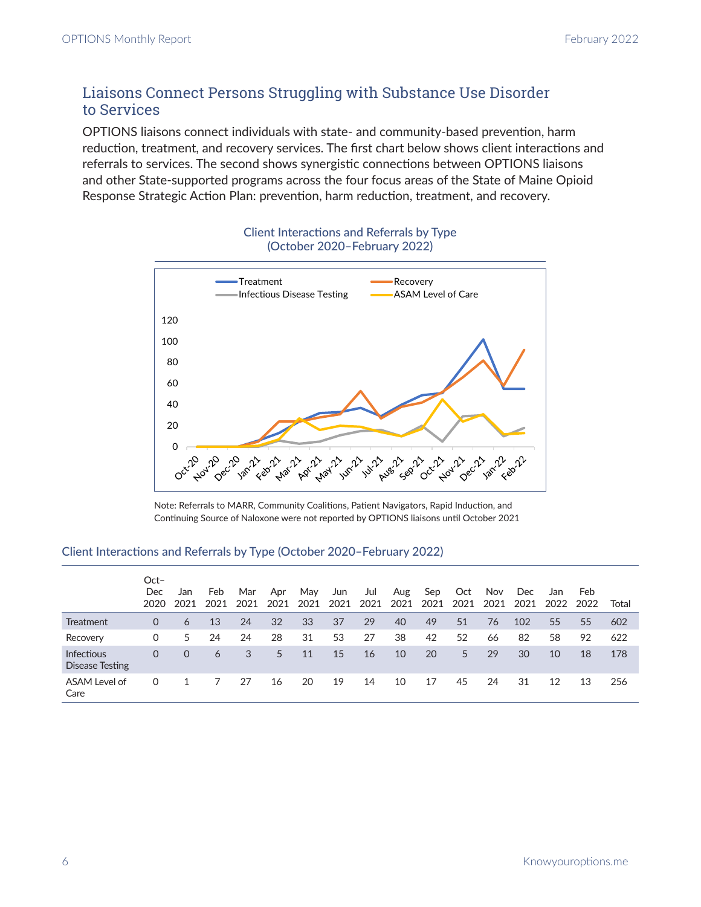## Liaisons Connect Persons Struggling with Substance Use Disorder to Services

OPTIONS liaisons connect individuals with state- and community-based prevention, harm reduction, treatment, and recovery services. The first chart below shows client interactions and referrals to services. The second shows synergistic connections between OPTIONS liaisons and other State-supported programs across the four focus areas of the State of Maine Opioid Response Strategic Action Plan: prevention, harm reduction, treatment, and recovery.

Client Interactions and Referrals by Type
(October 2020–February 2022)

Note: Referrals to MARR, Community Coalitions, Patient Navigators, Rapid Induction, and Continuing Source of Naloxone were not reported by OPTIONS liaisons until October 2021

### Client Interactions and Referrals by Type (October 2020–February 2022)

| | Oct–Dec 2020 | Jan 2021 | Feb 2021 | Mar 2021 | Apr 2021 | May 2021 | Jun 2021 | Jul 2021 | Aug 2021 | Sep 2021 | Oct 2021 | Nov 2021 | Dec 2021 | Jan 2022 | Feb 2022 | Total |
|---|---|---|---|---|---|---|---|---|---|---|---|---|---|---|---|---|
| Treatment | 0 | 6 | 13 | 24 | 32 | 33 | 37 | 29 | 40 | 49 | 51 | 76 | 102 | 55 | 55 | 602 |
| Recovery | 0 | 5 | 24 | 24 | 28 | 31 | 53 | 27 | 38 | 42 | 52 | 66 | 82 | 58 | 92 | 622 |
| Infectious Disease Testing | 0 | 0 | 6 | 3 | 5 | 11 | 15 | 16 | 10 | 20 | 5 | 29 | 30 | 10 | 18 | 178 |
| ASAM Level of Care | 0 | 1 | 7 | 27 | 16 | 20 | 19 | 14 | 10 | 17 | 45 | 24 | 31 | 12 | 13 | 256 |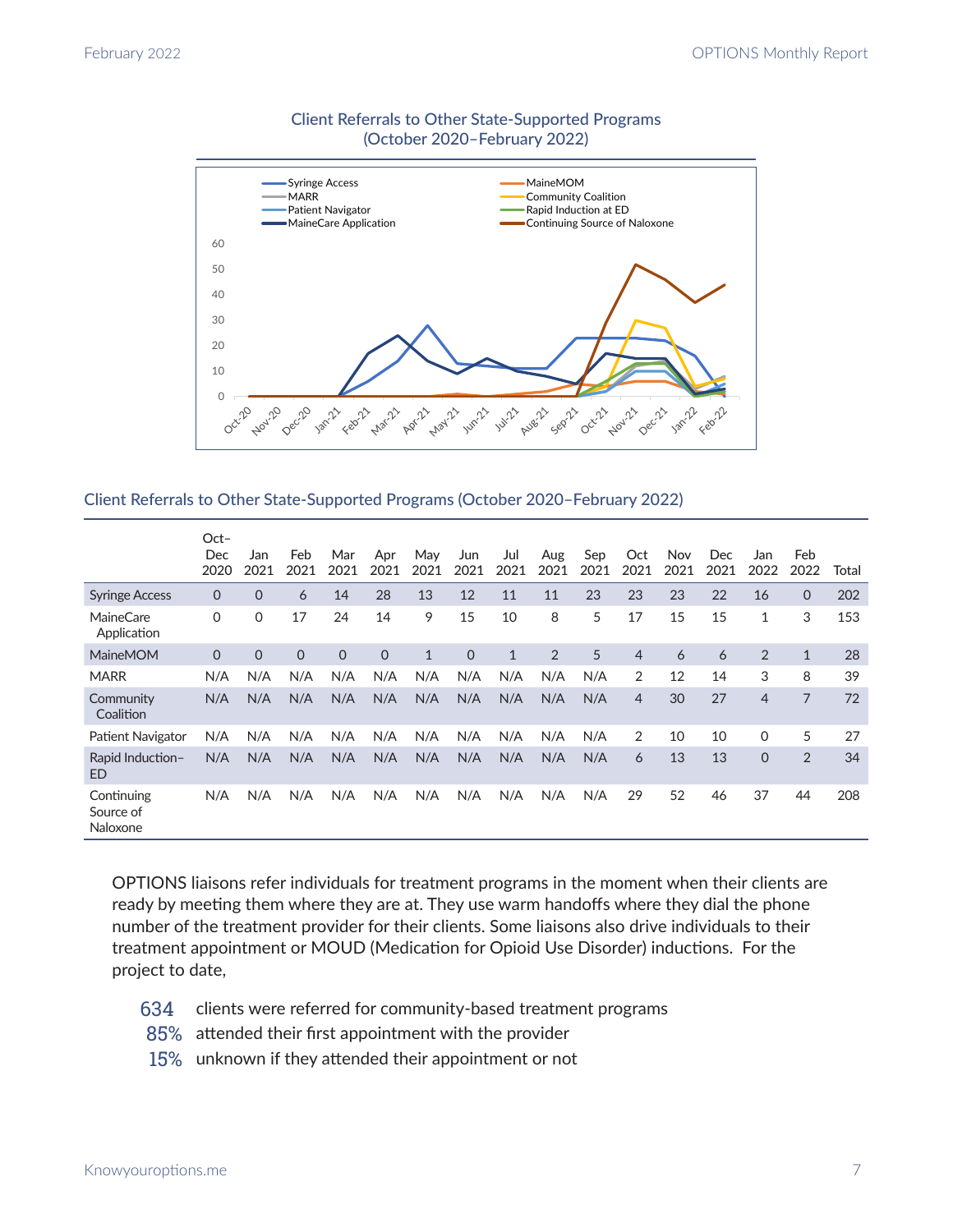Client Referrals to Other State-Supported Programs (October 2020–February 2022)

## Client Referrals to Other State-Supported Programs (October 2020–February 2022)

| | Oct–Dec 2020 | Jan 2021 | Feb 2021 | Mar 2021 | Apr 2021 | May 2021 | Jun 2021 | Jul 2021 | Aug 2021 | Sep 2021 | Oct 2021 | Nov 2021 | Dec 2021 | Jan 2022 | Feb 2022 | Total |
|---|---|---|---|---|---|---|---|---|---|---|---|---|---|---|---|---|
| Syringe Access | 0 | 0 | 6 | 14 | 28 | 13 | 12 | 11 | 11 | 23 | 23 | 23 | 22 | 16 | 0 | 202 |
| MaineCare Application | 0 | 0 | 17 | 24 | 14 | 9 | 15 | 10 | 8 | 5 | 17 | 15 | 15 | 1 | 3 | 153 |
| MaineMOM | 0 | 0 | 0 | 0 | 0 | 1 | 0 | 1 | 2 | 5 | 4 | 6 | 6 | 2 | 1 | 28 |
| MARR | N/A | N/A | N/A | N/A | N/A | N/A | N/A | N/A | N/A | N/A | 2 | 12 | 14 | 3 | 8 | 39 |
| Community Coalition | N/A | N/A | N/A | N/A | N/A | N/A | N/A | N/A | N/A | N/A | 4 | 30 | 27 | 4 | 7 | 72 |
| Patient Navigator | N/A | N/A | N/A | N/A | N/A | N/A | N/A | N/A | N/A | N/A | 2 | 10 | 10 | 0 | 5 | 27 |
| Rapid Induction–ED | N/A | N/A | N/A | N/A | N/A | N/A | N/A | N/A | N/A | N/A | 6 | 13 | 13 | 0 | 2 | 34 |
| Continuing Source of Naloxone | N/A | N/A | N/A | N/A | N/A | N/A | N/A | N/A | N/A | N/A | 29 | 52 | 46 | 37 | 44 | 208 |

OPTIONS liaisons refer individuals for treatment programs in the moment when their clients are ready by meeting them where they are at. They use warm handoffs where they dial the phone number of the treatment provider for their clients. Some liaisons also drive individuals to their treatment appointment or MOUD (Medication for Opioid Use Disorder) inductions. For the project to date,

- **634** clients were referred for community-based treatment programs
- **85%** attended their first appointment with the provider
- **15%** unknown if they attended their appointment or not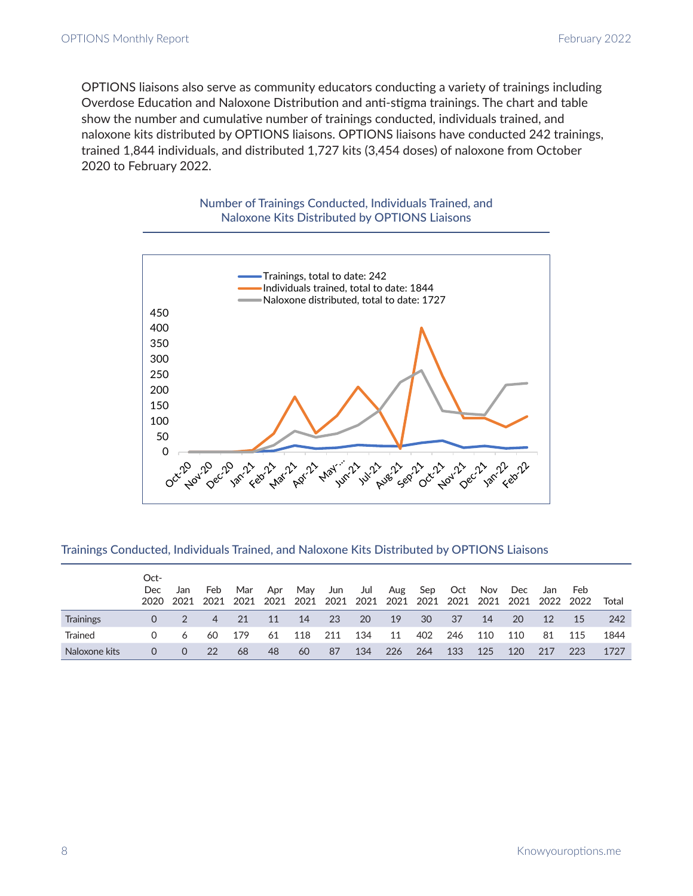OPTIONS liaisons also serve as community educators conducting a variety of trainings including Overdose Education and Naloxone Distribution and anti-stigma trainings. The chart and table show the number and cumulative number of trainings conducted, individuals trained, and naloxone kits distributed by OPTIONS liaisons. OPTIONS liaisons have conducted 242 trainings, trained 1,844 individuals, and distributed 1,727 kits (3,454 doses) of naloxone from October 2020 to February 2022.

Number of Trainings Conducted, Individuals Trained, and Naloxone Kits Distributed by OPTIONS Liaisons

Trainings, total to date: 242
Individuals trained, total to date: 1844
Naloxone distributed, total to date: 1727

450
400
350
300
250
200
150
100
50
0

Oct-20
Nov-20
Dec-20
Jan-21
Feb-21
Mar-21
Apr-21
May-...
Jun-21
Jul-21
Aug-21
Sep-21
Oct-21
Nov-21
Dec-21
Jan-22
Feb-22

### Trainings Conducted, Individuals Trained, and Naloxone Kits Distributed by OPTIONS Liaisons

| | Oct-Dec 2020 | Jan 2021 | Feb 2021 | Mar 2021 | Apr 2021 | May 2021 | Jun 2021 | Jul 2021 | Aug 2021 | Sep 2021 | Oct 2021 | Nov 2021 | Dec 2021 | Jan 2022 | Feb 2022 | Total |
|---|---|---|---|---|---|---|---|---|---|---|---|---|---|---|---|---|
| Trainings | 0 | 2 | 4 | 21 | 11 | 14 | 23 | 20 | 19 | 30 | 37 | 14 | 20 | 12 | 15 | 242 |
| Trained | 0 | 6 | 60 | 179 | 61 | 118 | 211 | 134 | 11 | 402 | 246 | 110 | 110 | 81 | 115 | 1844 |
| Naloxone kits | 0 | 0 | 22 | 68 | 48 | 60 | 87 | 134 | 226 | 264 | 133 | 125 | 120 | 217 | 223 | 1727 |